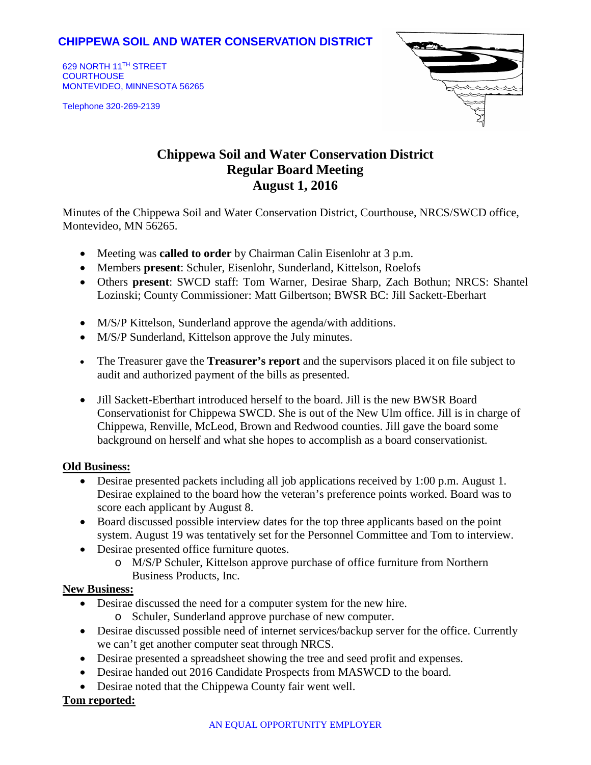**CHIPPEWA SOIL AND WATER CONSERVATION DISTRICT**

629 NORTH 11TH STREET
COURTHOUSE
MONTEVIDEO, MINNESOTA 56265

Telephone 320-269-2139

# Chippewa Soil and Water Conservation District
## Regular Board Meeting
## August 1, 2016

Minutes of the Chippewa Soil and Water Conservation District, Courthouse, NRCS/SWCD office, Montevideo, MN 56265.

- Meeting was **called to order** by Chairman Calin Eisenlohr at 3 p.m.
- Members **present**: Schuler, Eisenlohr, Sunderland, Kittelson, Roelofs
- Others **present**: SWCD staff: Tom Warner, Desirae Sharp, Zach Bothun; NRCS: Shantel Lozinski; County Commissioner: Matt Gilbertson; BWSR BC: Jill Sackett-Eberhart

- M/S/P Kittelson, Sunderland approve the agenda/with additions.
- M/S/P Sunderland, Kittelson approve the July minutes.

- The Treasurer gave the **Treasurer's report** and the supervisors placed it on file subject to audit and authorized payment of the bills as presented.

- Jill Sackett-Eberthart introduced herself to the board. Jill is the new BWSR Board Conservationist for Chippewa SWCD. She is out of the New Ulm office. Jill is in charge of Chippewa, Renville, McLeod, Brown and Redwood counties. Jill gave the board some background on herself and what she hopes to accomplish as a board conservationist.

**Old Business:**

- Desirae presented packets including all job applications received by 1:00 p.m. August 1. Desirae explained to the board how the veteran's preference points worked. Board was to score each applicant by August 8.
- Board discussed possible interview dates for the top three applicants based on the point system. August 19 was tentatively set for the Personnel Committee and Tom to interview.
- Desirae presented office furniture quotes.
  - M/S/P Schuler, Kittelson approve purchase of office furniture from Northern Business Products, Inc.

**New Business:**

- Desirae discussed the need for a computer system for the new hire.
  - Schuler, Sunderland approve purchase of new computer.
- Desirae discussed possible need of internet services/backup server for the office. Currently we can't get another computer seat through NRCS.
- Desirae presented a spreadsheet showing the tree and seed profit and expenses.
- Desirae handed out 2016 Candidate Prospects from MASWCD to the board.
- Desirae noted that the Chippewa County fair went well.

**Tom reported:**

AN EQUAL OPPORTUNITY EMPLOYER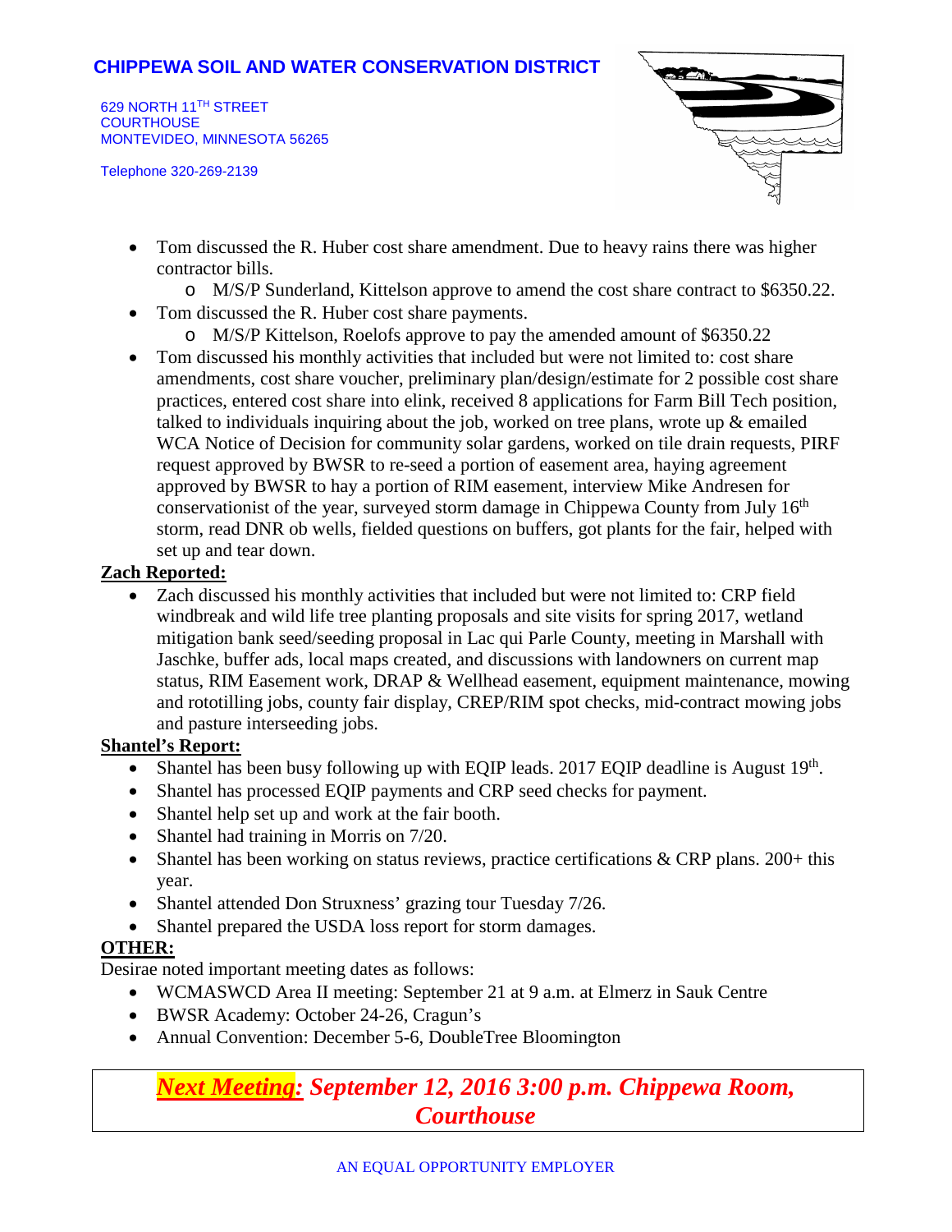- Tom discussed the R. Huber cost share amendment. Due to heavy rains there was higher contractor bills.
  - M/S/P Sunderland, Kittelson approve to amend the cost share contract to $6350.22.
- Tom discussed the R. Huber cost share payments.
  - M/S/P Kittelson, Roelofs approve to pay the amended amount of $6350.22
- Tom discussed his monthly activities that included but were not limited to: cost share amendments, cost share voucher, preliminary plan/design/estimate for 2 possible cost share practices, entered cost share into elink, received 8 applications for Farm Bill Tech position, talked to individuals inquiring about the job, worked on tree plans, wrote up & emailed WCA Notice of Decision for community solar gardens, worked on tile drain requests, PIRF request approved by BWSR to re-seed a portion of easement area, haying agreement approved by BWSR to hay a portion of RIM easement, interview Mike Andresen for conservationist of the year, surveyed storm damage in Chippewa County from July 16th storm, read DNR ob wells, fielded questions on buffers, got plants for the fair, helped with set up and tear down.

**Zach Reported:**

- Zach discussed his monthly activities that included but were not limited to: CRP field windbreak and wild life tree planting proposals and site visits for spring 2017, wetland mitigation bank seed/seeding proposal in Lac qui Parle County, meeting in Marshall with Jaschke, buffer ads, local maps created, and discussions with landowners on current map status, RIM Easement work, DRAP & Wellhead easement, equipment maintenance, mowing and rototilling jobs, county fair display, CREP/RIM spot checks, mid-contract mowing jobs and pasture interseeding jobs.

**Shantel's Report:**

- Shantel has been busy following up with EQIP leads. 2017 EQIP deadline is August 19th.
- Shantel has processed EQIP payments and CRP seed checks for payment.
- Shantel help set up and work at the fair booth.
- Shantel had training in Morris on 7/20.
- Shantel has been working on status reviews, practice certifications & CRP plans. 200+ this year.
- Shantel attended Don Struxness' grazing tour Tuesday 7/26.
- Shantel prepared the USDA loss report for storm damages.

**OTHER:**

Desirae noted important meeting dates as follows:

- WCMASWCD Area II meeting: September 21 at 9 a.m. at Elmerz in Sauk Centre
- BWSR Academy: October 24-26, Cragun's
- Annual Convention: December 5-6, DoubleTree Bloomington

***Next Meeting: September 12, 2016 3:00 p.m. Chippewa Room, Courthouse***